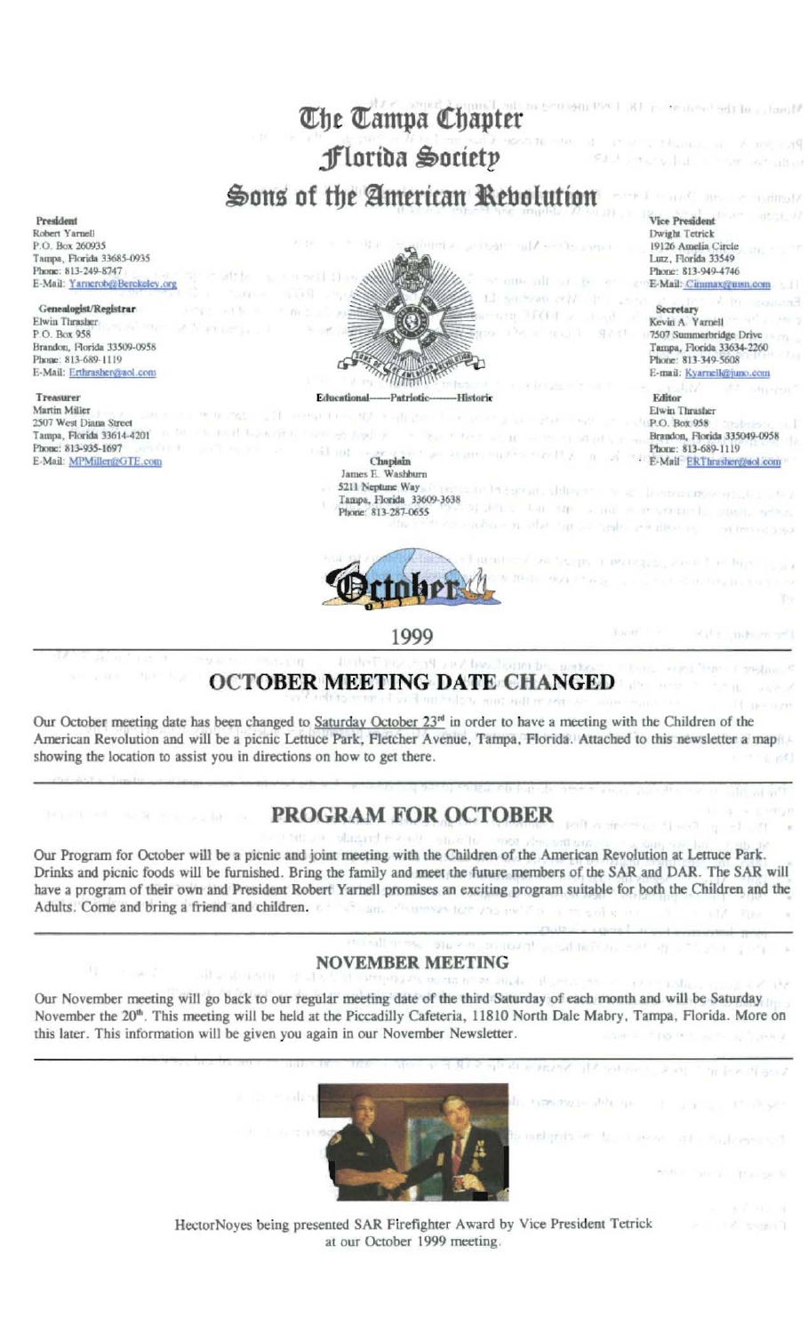# The Tampa Chapter
# Florida Society
# Sons of the American Revolution

**President**
Robert Yarnell
P.O. Box 260935
Tampa, Florida 33685-0935
Phone: 813-249-8747
E-Mail: Yarnerob@Berckeley.org

**Genealogist/Registrar**
Elwin Thrasher
P.O. Box 958
Brandon, Florida 33509-0958
Phone: 813-689-1119
E-Mail: Erthrasher@aol.com

**Treasurer**
Martin Miller
2507 West Diana Street
Tampa, Florida 33614-4201
Phone: 813-935-1697
E-Mail: MPMiller@GTE.com

**Vice President**
Dwight Tetrick
19126 Amelia Circle
Lutz, Florida 33549
Phone: 813-949-4746
E-Mail: Cimmax@usn.com

**Secretary**
Kevin A. Yarnell
7507 Summerbridge Drive
Tampa, Florida 33634-2260
Phone: 813-349-5608
E-mail: Kyarnell@juno.com

**Editor**
Elwin Thrasher
P.O. Box 958
Brandon, Florida 335049-0958
Phone: 813-689-1119
E-Mail: ERThrasher@aol.com

Educational——Patriotic——Historic

**Chaplain**
James E. Washburn
5211 Neptune Way
Tampa, Florida 33609-3638
Phone: 813-287-0655

October

1999

## OCTOBER MEETING DATE CHANGED

Our October meeting date has been changed to Saturday October 23rd in order to have a meeting with the Children of the American Revolution and will be a picnic Lettuce Park, Fletcher Avenue, Tampa, Florida. Attached to this newsletter a map showing the location to assist you in directions on how to get there.

## PROGRAM FOR OCTOBER

Our Program for October will be a picnic and joint meeting with the Children of the American Revolution at Lettuce Park. Drinks and picnic foods will be furnished. Bring the family and meet the future members of the SAR and DAR. The SAR will have a program of their own and President Robert Yarnell promises an exciting program suitable for both the Children and the Adults. Come and bring a friend and children.

### NOVEMBER MEETING

Our November meeting will go back to our regular meeting date of the third Saturday of each month and will be Saturday November the 20th. This meeting will be held at the Piccadilly Cafeteria, 11810 North Dale Mabry, Tampa, Florida. More on this later. This information will be given you again in our November Newsletter.

HectorNoyes being presented SAR Firefighter Award by Vice President Tetrick at our October 1999 meeting.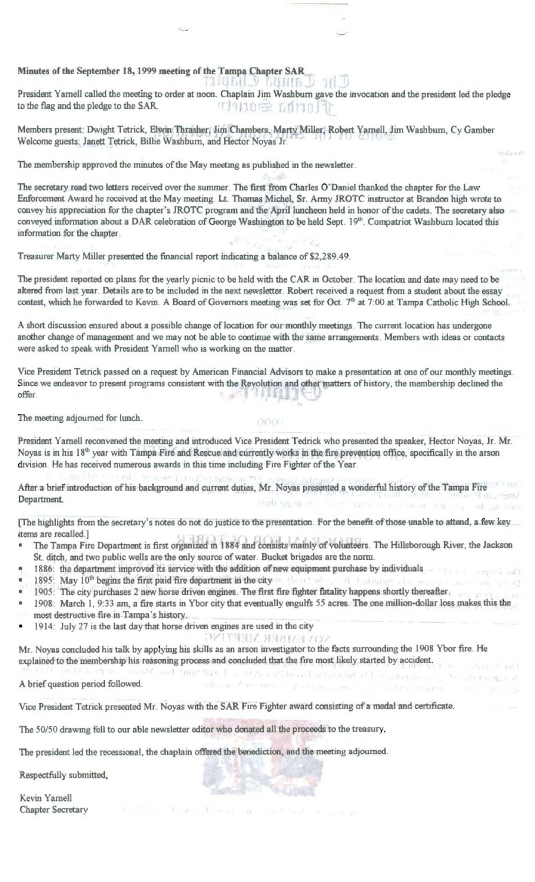**Minutes of the September 18, 1999 meeting of the Tampa Chapter SAR**

President Yarnell called the meeting to order at noon. Chaplain Jim Washburn gave the invocation and the president led the pledge to the flag and the pledge to the SAR.

Members present: Dwight Tetrick, Elwin Thrasher, Jim Chambers, Marty Miller, Robert Yarnell, Jim Washburn, Cy Gamber
Welcome guests: Janett Tetrick, Billie Washburn, and Hector Noyas Jr.

The membership approved the minutes of the May meeting as published in the newsletter.

The secretary read two letters received over the summer. The first from Charles O'Daniel thanked the chapter for the Law Enforcement Award he received at the May meeting. Lt. Thomas Michel, Sr. Army JROTC instructor at Brandon high wrote to convey his appreciation for the chapter's JROTC program and the April luncheon held in honor of the cadets. The secretary also conveyed information about a DAR celebration of George Washington to be held Sept. 19th. Compatriot Washburn located this information for the chapter.

Treasurer Marty Miller presented the financial report indicating a balance of $2,289.49.

The president reported on plans for the yearly picnic to be held with the CAR in October. The location and date may need to be altered from last year. Details are to be included in the next newsletter. Robert received a request from a student about the essay contest, which he forwarded to Kevin. A Board of Governors meeting was set for Oct. 7th at 7:00 at Tampa Catholic High School.

A short discussion ensured about a possible change of location for our monthly meetings. The current location has undergone another change of management and we may not be able to continue with the same arrangements. Members with ideas or contacts were asked to speak with President Yarnell who is working on the matter.

Vice President Tetrick passed on a request by American Financial Advisors to make a presentation at one of our monthly meetings. Since we endeavor to present programs consistent with the Revolution and other matters of history, the membership declined the offer.

The meeting adjourned for lunch.

President Yarnell reconvened the meeting and introduced Vice President Tedrick who presented the speaker, Hector Noyas, Jr. Mr. Noyas is in his 18th year with Tampa Fire and Rescue and currently works in the fire prevention office, specifically in the arson division. He has received numerous awards in this time including Fire Fighter of the Year.

After a brief introduction of his background and current duties, Mr. Noyas presented a wonderful history of the Tampa Fire Department.

[The highlights from the secretary's notes do not do justice to the presentation. For the benefit of those unable to attend, a few key items are recalled.]

- The Tampa Fire Department is first organized in 1884 and consists mainly of volunteers. The Hillsborough River, the Jackson St. ditch, and two public wells are the only source of water. Bucket brigades are the norm.
- 1886: the department improved its service with the addition of new equipment purchase by individuals
- 1895: May 10th begins the first paid fire department in the city
- 1905: The city purchases 2 new horse driven engines. The first fire fighter fatality happens shortly thereafter.
- 1908: March 1, 9:33 am, a fire starts in Ybor city that eventually engulfs 55 acres. The one million-dollar loss makes this the most destructive fire in Tampa's history.
- 1914: July 27 is the last day that horse driven engines are used in the city

Mr. Noyas concluded his talk by applying his skills as an arson investigator to the facts surrounding the 1908 Ybor fire. He explained to the membership his reasoning process and concluded that the fire most likely started by accident.

A brief question period followed.

Vice President Tetrick presented Mr. Noyas with the SAR Fire Fighter award consisting of a medal and certificate.

The 50/50 drawing fell to our able newsletter editor who donated all the proceeds to the treasury.

The president led the recessional, the chaplain offered the benediction, and the meeting adjourned.

Respectfully submitted,

Kevin Yarnell
Chapter Secretary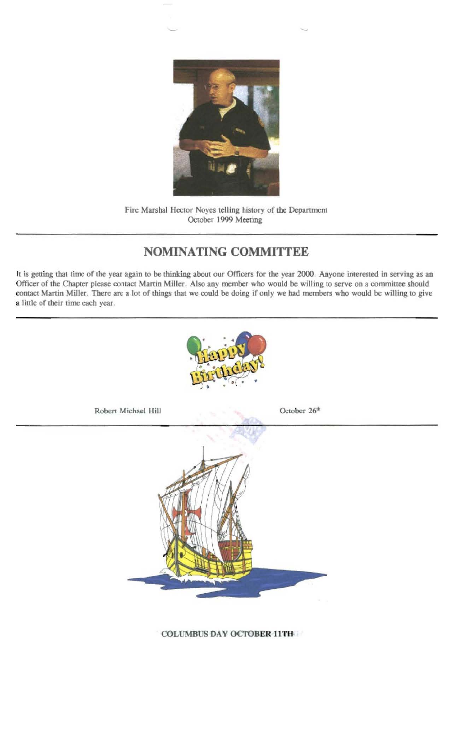Fire Marshal Hector Noyes telling history of the Department
October 1999 Meeting

## NOMINATING COMMITTEE

It is getting that time of the year again to be thinking about our Officers for the year 2000. Anyone interested in serving as an Officer of the Chapter please contact Martin Miller. Also any member who would be willing to serve on a committee should contact Martin Miller. There are a lot of things that we could be doing if only we had members who would be willing to give a little of their time each year.

Robert Michael Hill — October 26th

**COLUMBUS DAY OCTOBER 11TH**